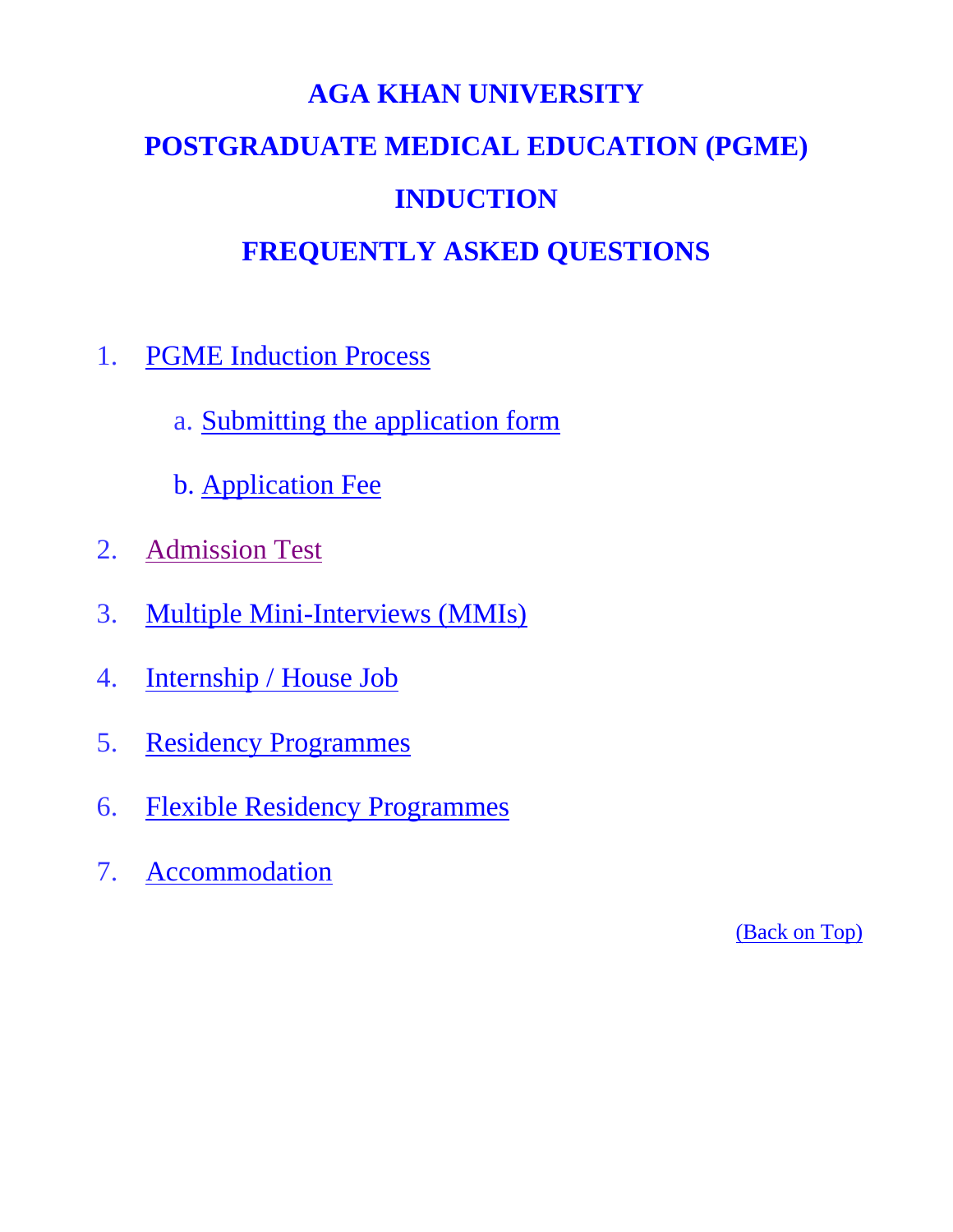# AGA KHAN UNIVERSITY

# POSTGRADUATE MEDICAL EDUCATION (PGME)

# INDUCTION

# FREQUENTLY ASKED QUESTIONS

1. PGME Induction Process
   a. Submitting the application form
   b. Application Fee
2. Admission Test
3. Multiple Mini-Interviews (MMIs)
4. Internship / House Job
5. Residency Programmes
6. Flexible Residency Programmes
7. Accommodation

(Back on Top)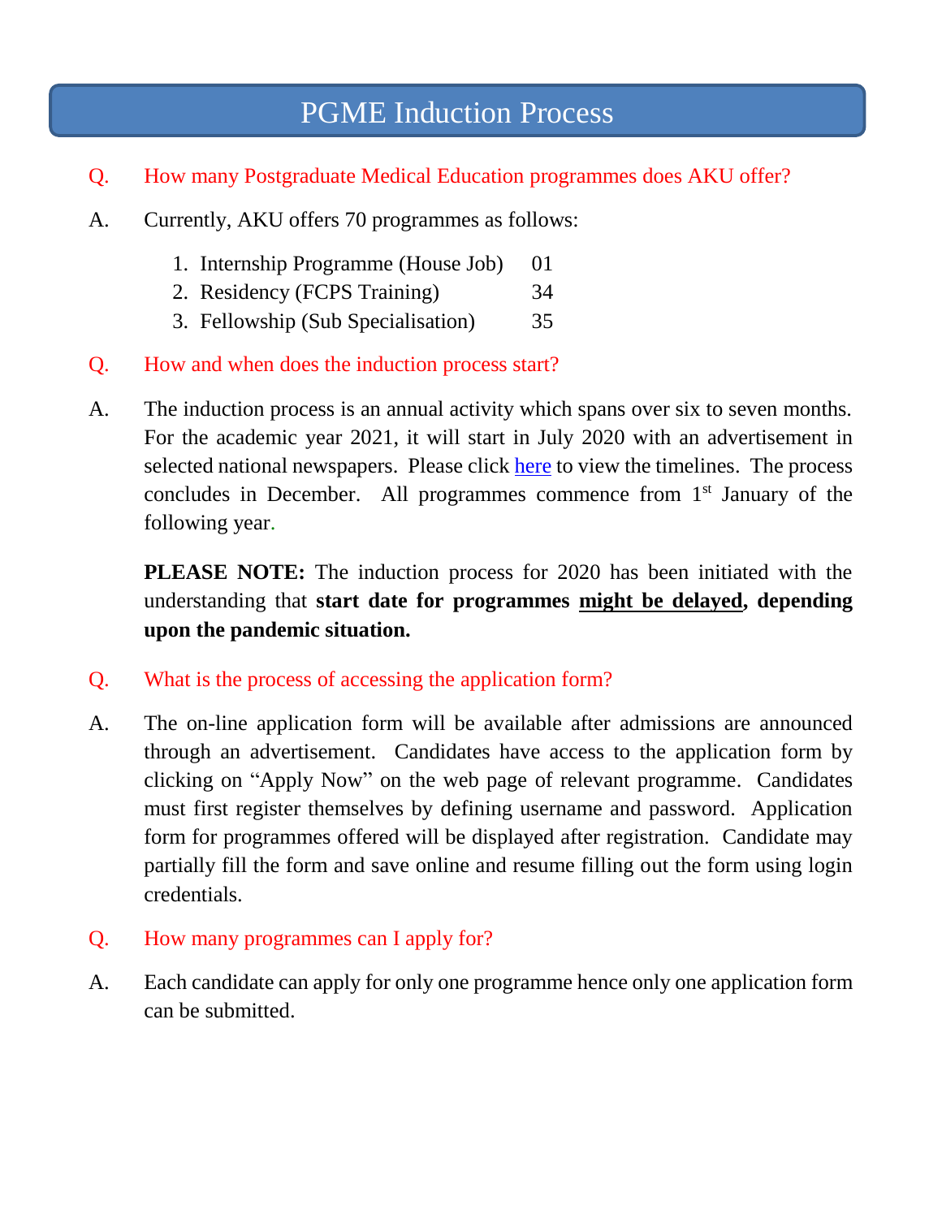# PGME Induction Process

**Q.** How many Postgraduate Medical Education programmes does AKU offer?

**A.** Currently, AKU offers 70 programmes as follows:

1. Internship Programme (House Job) 01
2. Residency (FCPS Training) 34
3. Fellowship (Sub Specialisation) 35

**Q.** How and when does the induction process start?

**A.** The induction process is an annual activity which spans over six to seven months. For the academic year 2021, it will start in July 2020 with an advertisement in selected national newspapers. Please click here to view the timelines. The process concludes in December. All programmes commence from 1st January of the following year.

**PLEASE NOTE:** The induction process for 2020 has been initiated with the understanding that **start date for programmes <u>might be delayed</u>, depending upon the pandemic situation.**

**Q.** What is the process of accessing the application form?

**A.** The on-line application form will be available after admissions are announced through an advertisement. Candidates have access to the application form by clicking on "Apply Now" on the web page of relevant programme. Candidates must first register themselves by defining username and password. Application form for programmes offered will be displayed after registration. Candidate may partially fill the form and save online and resume filling out the form using login credentials.

**Q.** How many programmes can I apply for?

**A.** Each candidate can apply for only one programme hence only one application form can be submitted.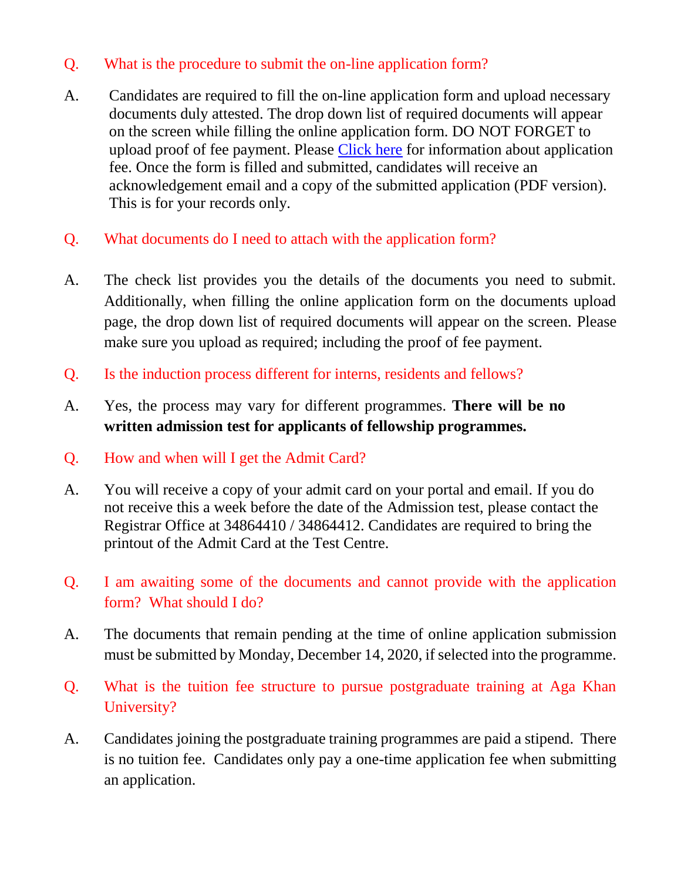**Q. What is the procedure to submit the on-line application form?**

A. Candidates are required to fill the on-line application form and upload necessary documents duly attested. The drop down list of required documents will appear on the screen while filling the online application form. DO NOT FORGET to upload proof of fee payment. Please Click here for information about application fee. Once the form is filled and submitted, candidates will receive an acknowledgement email and a copy of the submitted application (PDF version). This is for your records only.

**Q. What documents do I need to attach with the application form?**

A. The check list provides you the details of the documents you need to submit. Additionally, when filling the online application form on the documents upload page, the drop down list of required documents will appear on the screen. Please make sure you upload as required; including the proof of fee payment.

**Q. Is the induction process different for interns, residents and fellows?**

A. Yes, the process may vary for different programmes. **There will be no written admission test for applicants of fellowship programmes.**

**Q. How and when will I get the Admit Card?**

A. You will receive a copy of your admit card on your portal and email. If you do not receive this a week before the date of the Admission test, please contact the Registrar Office at 34864410 / 34864412. Candidates are required to bring the printout of the Admit Card at the Test Centre.

**Q. I am awaiting some of the documents and cannot provide with the application form? What should I do?**

A. The documents that remain pending at the time of online application submission must be submitted by Monday, December 14, 2020, if selected into the programme.

**Q. What is the tuition fee structure to pursue postgraduate training at Aga Khan University?**

A. Candidates joining the postgraduate training programmes are paid a stipend. There is no tuition fee. Candidates only pay a one-time application fee when submitting an application.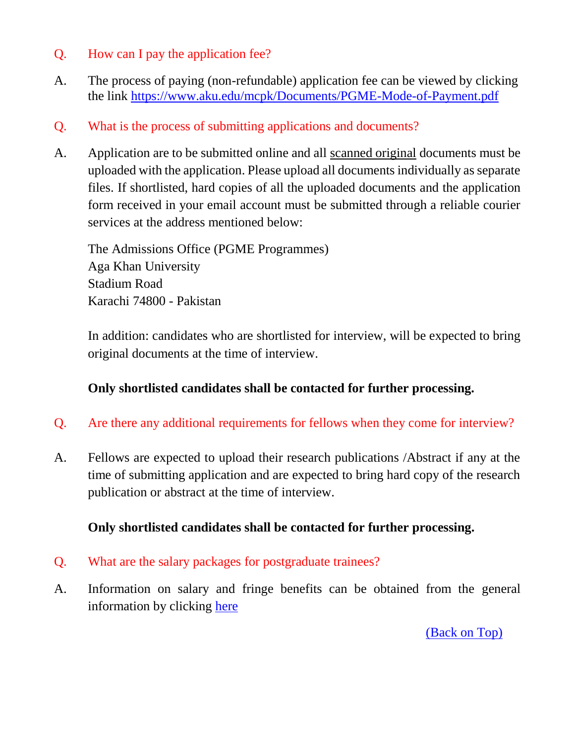Q. How can I pay the application fee?

A. The process of paying (non-refundable) application fee can be viewed by clicking the link [https://www.aku.edu/mcpk/Documents/PGME-Mode-of-Payment.pdf](https://www.aku.edu/mcpk/Documents/PGME-Mode-of-Payment.pdf)

Q. What is the process of submitting applications and documents?

A. Application are to be submitted online and all scanned original documents must be uploaded with the application. Please upload all documents individually as separate files. If shortlisted, hard copies of all the uploaded documents and the application form received in your email account must be submitted through a reliable courier services at the address mentioned below:

The Admissions Office (PGME Programmes)
Aga Khan University
Stadium Road
Karachi 74800 - Pakistan

In addition: candidates who are shortlisted for interview, will be expected to bring original documents at the time of interview.

**Only shortlisted candidates shall be contacted for further processing.**

Q. Are there any additional requirements for fellows when they come for interview?

A. Fellows are expected to upload their research publications /Abstract if any at the time of submitting application and are expected to bring hard copy of the research publication or abstract at the time of interview.

**Only shortlisted candidates shall be contacted for further processing.**

Q. What are the salary packages for postgraduate trainees?

A. Information on salary and fringe benefits can be obtained from the general information by clicking here

(Back on Top)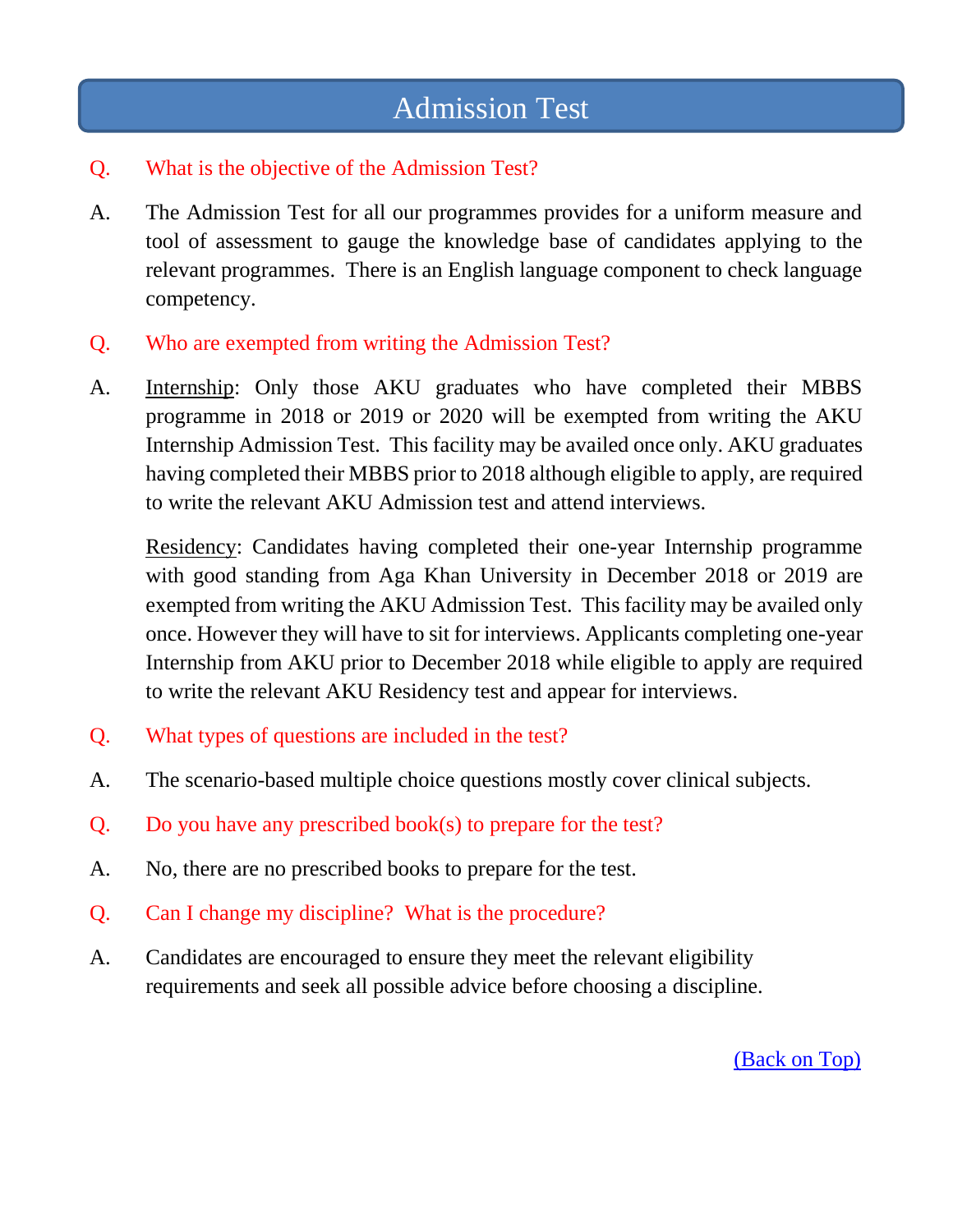## Admission Test

**Q.** What is the objective of the Admission Test?

**A.** The Admission Test for all our programmes provides for a uniform measure and tool of assessment to gauge the knowledge base of candidates applying to the relevant programmes. There is an English language component to check language competency.

**Q.** Who are exempted from writing the Admission Test?

**A.** Internship: Only those AKU graduates who have completed their MBBS programme in 2018 or 2019 or 2020 will be exempted from writing the AKU Internship Admission Test. This facility may be availed once only. AKU graduates having completed their MBBS prior to 2018 although eligible to apply, are required to write the relevant AKU Admission test and attend interviews.

Residency: Candidates having completed their one-year Internship programme with good standing from Aga Khan University in December 2018 or 2019 are exempted from writing the AKU Admission Test. This facility may be availed only once. However they will have to sit for interviews. Applicants completing one-year Internship from AKU prior to December 2018 while eligible to apply are required to write the relevant AKU Residency test and appear for interviews.

**Q.** What types of questions are included in the test?

**A.** The scenario-based multiple choice questions mostly cover clinical subjects.

**Q.** Do you have any prescribed book(s) to prepare for the test?

**A.** No, there are no prescribed books to prepare for the test.

**Q.** Can I change my discipline? What is the procedure?

**A.** Candidates are encouraged to ensure they meet the relevant eligibility requirements and seek all possible advice before choosing a discipline.

(Back on Top)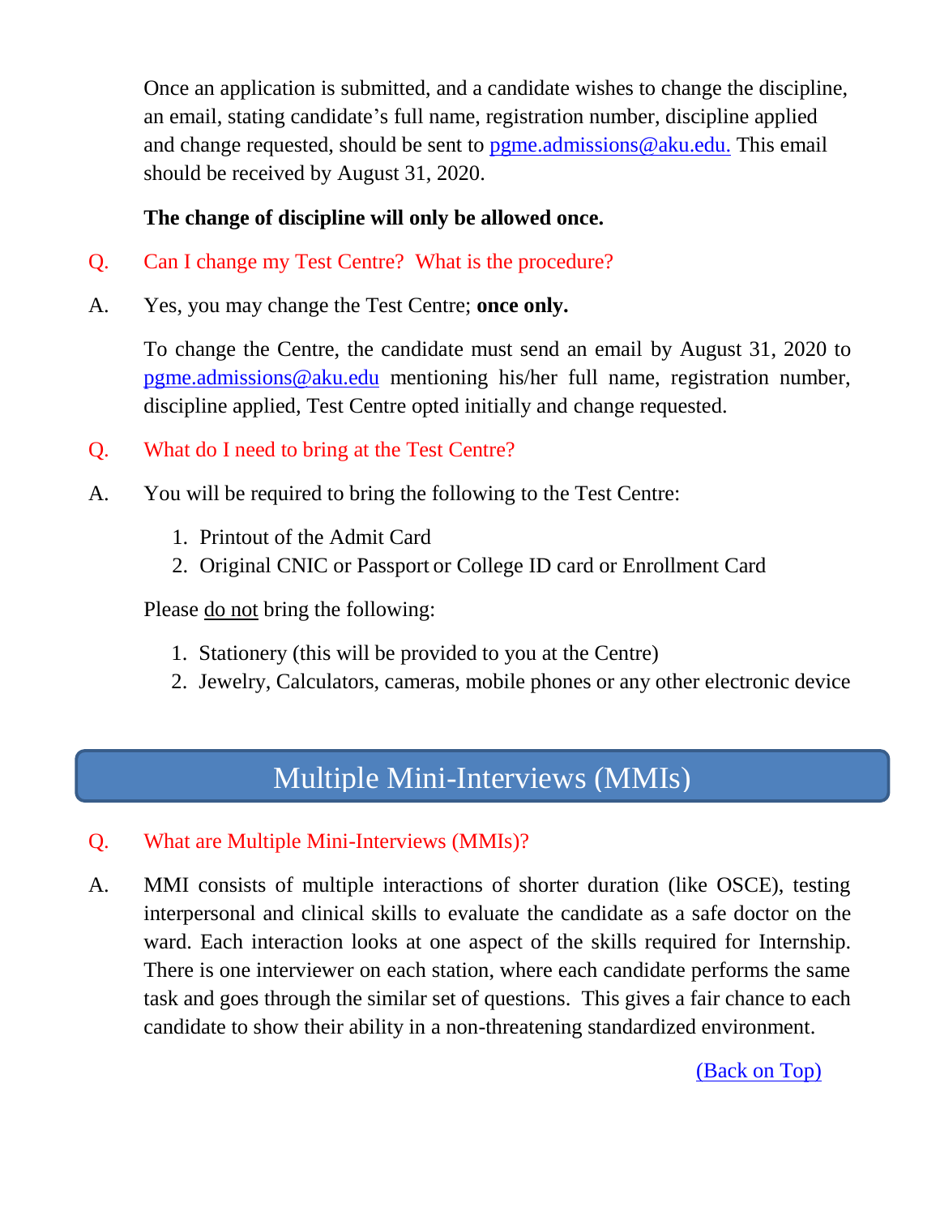Once an application is submitted, and a candidate wishes to change the discipline, an email, stating candidate's full name, registration number, discipline applied and change requested, should be sent to pgme.admissions@aku.edu. This email should be received by August 31, 2020.

**The change of discipline will only be allowed once.**

Q. Can I change my Test Centre? What is the procedure?

A. Yes, you may change the Test Centre; **once only.**

To change the Centre, the candidate must send an email by August 31, 2020 to pgme.admissions@aku.edu mentioning his/her full name, registration number, discipline applied, Test Centre opted initially and change requested.

Q. What do I need to bring at the Test Centre?

A. You will be required to bring the following to the Test Centre:

1. Printout of the Admit Card
2. Original CNIC or Passport or College ID card or Enrollment Card

Please <u>do not</u> bring the following:

1. Stationery (this will be provided to you at the Centre)
2. Jewelry, Calculators, cameras, mobile phones or any other electronic device

## Multiple Mini-Interviews (MMIs)

Q. What are Multiple Mini-Interviews (MMIs)?

A. MMI consists of multiple interactions of shorter duration (like OSCE), testing interpersonal and clinical skills to evaluate the candidate as a safe doctor on the ward. Each interaction looks at one aspect of the skills required for Internship. There is one interviewer on each station, where each candidate performs the same task and goes through the similar set of questions. This gives a fair chance to each candidate to show their ability in a non-threatening standardized environment.

(Back on Top)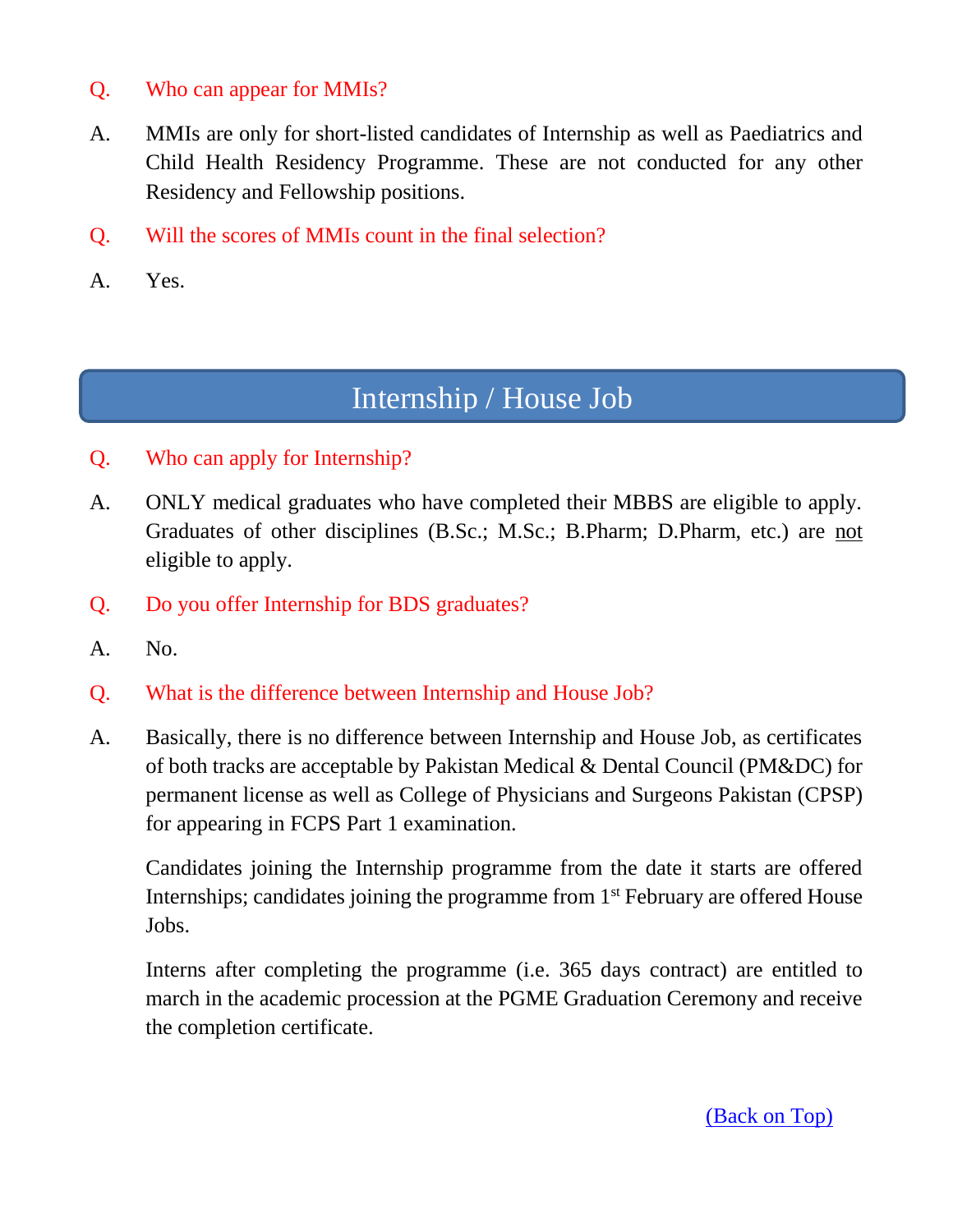Q. Who can appear for MMIs?

A. MMIs are only for short-listed candidates of Internship as well as Paediatrics and Child Health Residency Programme. These are not conducted for any other Residency and Fellowship positions.

Q. Will the scores of MMIs count in the final selection?

A. Yes.

## Internship / House Job

Q. Who can apply for Internship?

A. ONLY medical graduates who have completed their MBBS are eligible to apply. Graduates of other disciplines (B.Sc.; M.Sc.; B.Pharm; D.Pharm, etc.) are <u>not</u> eligible to apply.

Q. Do you offer Internship for BDS graduates?

A. No.

Q. What is the difference between Internship and House Job?

A. Basically, there is no difference between Internship and House Job, as certificates of both tracks are acceptable by Pakistan Medical & Dental Council (PM&DC) for permanent license as well as College of Physicians and Surgeons Pakistan (CPSP) for appearing in FCPS Part 1 examination.

Candidates joining the Internship programme from the date it starts are offered Internships; candidates joining the programme from 1st February are offered House Jobs.

Interns after completing the programme (i.e. 365 days contract) are entitled to march in the academic procession at the PGME Graduation Ceremony and receive the completion certificate.

(Back on Top)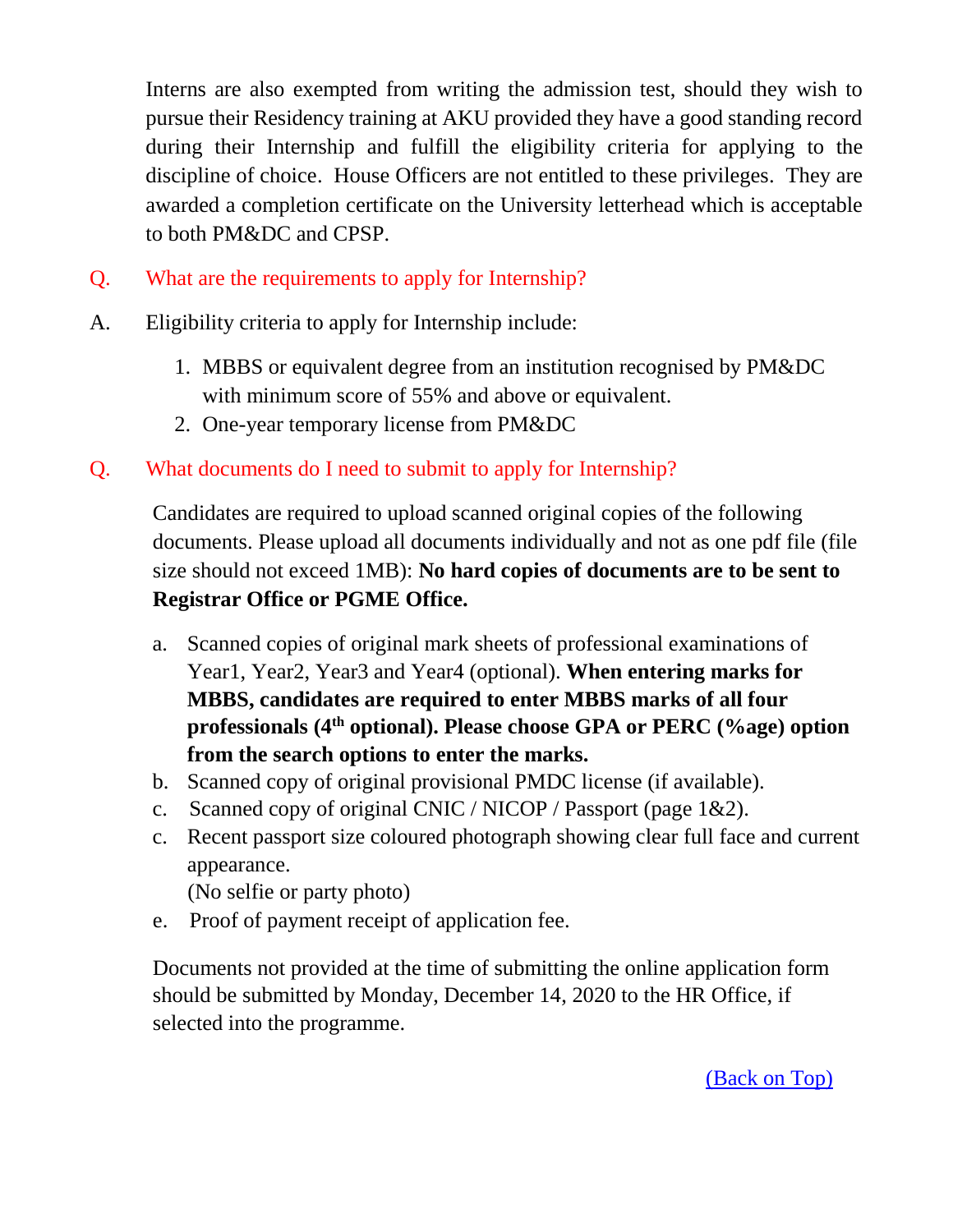Interns are also exempted from writing the admission test, should they wish to pursue their Residency training at AKU provided they have a good standing record during their Internship and fulfill the eligibility criteria for applying to the discipline of choice. House Officers are not entitled to these privileges. They are awarded a completion certificate on the University letterhead which is acceptable to both PM&DC and CPSP.

Q. What are the requirements to apply for Internship?

A. Eligibility criteria to apply for Internship include:

1. MBBS or equivalent degree from an institution recognised by PM&DC with minimum score of 55% and above or equivalent.
2. One-year temporary license from PM&DC

Q. What documents do I need to submit to apply for Internship?

Candidates are required to upload scanned original copies of the following documents. Please upload all documents individually and not as one pdf file (file size should not exceed 1MB): **No hard copies of documents are to be sent to Registrar Office or PGME Office.**

a. Scanned copies of original mark sheets of professional examinations of Year1, Year2, Year3 and Year4 (optional). **When entering marks for MBBS, candidates are required to enter MBBS marks of all four professionals (4th optional). Please choose GPA or PERC (%age) option from the search options to enter the marks.**
b. Scanned copy of original provisional PMDC license (if available).
c. Scanned copy of original CNIC / NICOP / Passport (page 1&2).
c. Recent passport size coloured photograph showing clear full face and current appearance.
   (No selfie or party photo)
e. Proof of payment receipt of application fee.

Documents not provided at the time of submitting the online application form should be submitted by Monday, December 14, 2020 to the HR Office, if selected into the programme.

(Back on Top)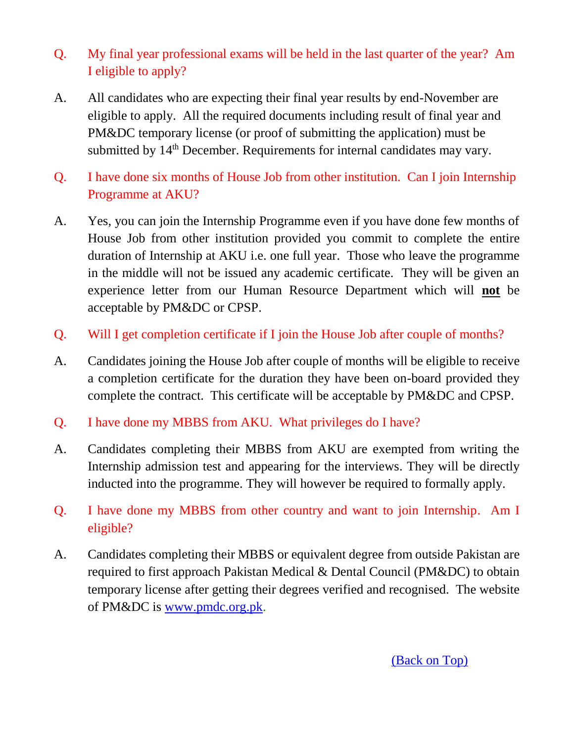Q. My final year professional exams will be held in the last quarter of the year? Am I eligible to apply?

A. All candidates who are expecting their final year results by end-November are eligible to apply. All the required documents including result of final year and PM&DC temporary license (or proof of submitting the application) must be submitted by 14th December. Requirements for internal candidates may vary.

Q. I have done six months of House Job from other institution. Can I join Internship Programme at AKU?

A. Yes, you can join the Internship Programme even if you have done few months of House Job from other institution provided you commit to complete the entire duration of Internship at AKU i.e. one full year. Those who leave the programme in the middle will not be issued any academic certificate. They will be given an experience letter from our Human Resource Department which will **not** be acceptable by PM&DC or CPSP.

Q. Will I get completion certificate if I join the House Job after couple of months?

A. Candidates joining the House Job after couple of months will be eligible to receive a completion certificate for the duration they have been on-board provided they complete the contract. This certificate will be acceptable by PM&DC and CPSP.

Q. I have done my MBBS from AKU. What privileges do I have?

A. Candidates completing their MBBS from AKU are exempted from writing the Internship admission test and appearing for the interviews. They will be directly inducted into the programme. They will however be required to formally apply.

Q. I have done my MBBS from other country and want to join Internship. Am I eligible?

A. Candidates completing their MBBS or equivalent degree from outside Pakistan are required to first approach Pakistan Medical & Dental Council (PM&DC) to obtain temporary license after getting their degrees verified and recognised. The website of PM&DC is [www.pmdc.org.pk](http://www.pmdc.org.pk).

(Back on Top)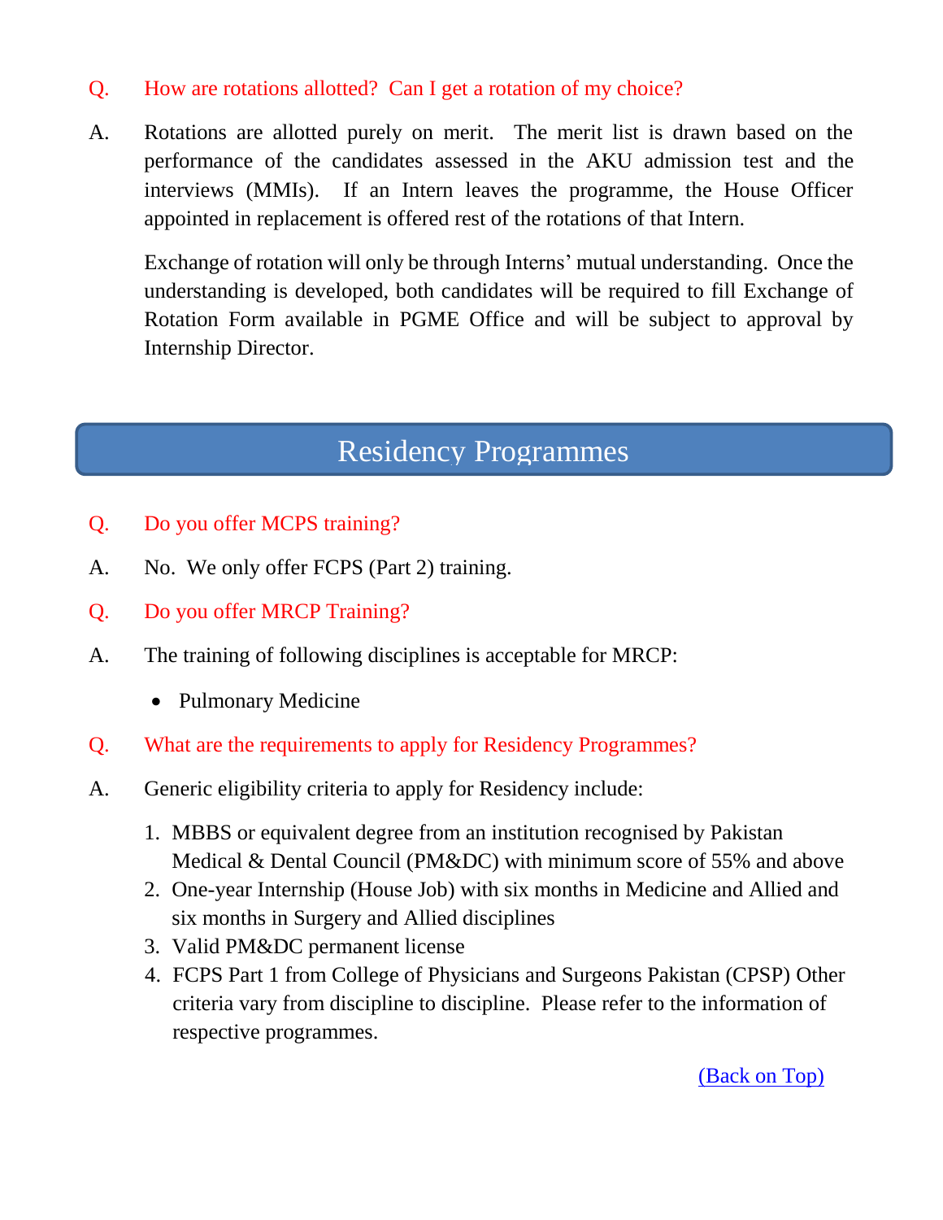**Q. How are rotations allotted? Can I get a rotation of my choice?**

A. Rotations are allotted purely on merit. The merit list is drawn based on the performance of the candidates assessed in the AKU admission test and the interviews (MMIs). If an Intern leaves the programme, the House Officer appointed in replacement is offered rest of the rotations of that Intern.

Exchange of rotation will only be through Interns' mutual understanding. Once the understanding is developed, both candidates will be required to fill Exchange of Rotation Form available in PGME Office and will be subject to approval by Internship Director.

## Residency Programmes

**Q. Do you offer MCPS training?**

A. No. We only offer FCPS (Part 2) training.

**Q. Do you offer MRCP Training?**

A. The training of following disciplines is acceptable for MRCP:

- Pulmonary Medicine

**Q. What are the requirements to apply for Residency Programmes?**

A. Generic eligibility criteria to apply for Residency include:

1. MBBS or equivalent degree from an institution recognised by Pakistan Medical & Dental Council (PM&DC) with minimum score of 55% and above
2. One-year Internship (House Job) with six months in Medicine and Allied and six months in Surgery and Allied disciplines
3. Valid PM&DC permanent license
4. FCPS Part 1 from College of Physicians and Surgeons Pakistan (CPSP) Other criteria vary from discipline to discipline. Please refer to the information of respective programmes.

(Back on Top)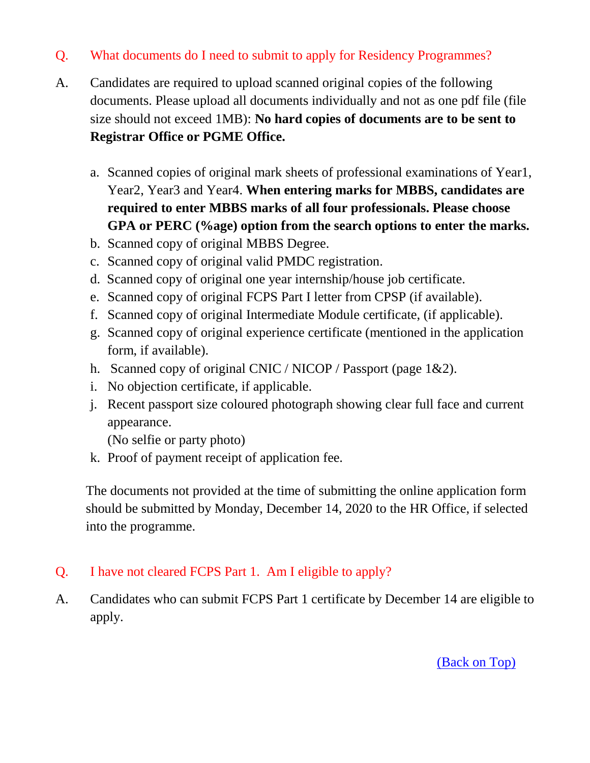Q. What documents do I need to submit to apply for Residency Programmes?

A. Candidates are required to upload scanned original copies of the following documents. Please upload all documents individually and not as one pdf file (file size should not exceed 1MB): **No hard copies of documents are to be sent to Registrar Office or PGME Office.**

a. Scanned copies of original mark sheets of professional examinations of Year1, Year2, Year3 and Year4. **When entering marks for MBBS, candidates are required to enter MBBS marks of all four professionals. Please choose GPA or PERC (%age) option from the search options to enter the marks.**
b. Scanned copy of original MBBS Degree.
c. Scanned copy of original valid PMDC registration.
d. Scanned copy of original one year internship/house job certificate.
e. Scanned copy of original FCPS Part I letter from CPSP (if available).
f. Scanned copy of original Intermediate Module certificate, (if applicable).
g. Scanned copy of original experience certificate (mentioned in the application form, if available).
h. Scanned copy of original CNIC / NICOP / Passport (page 1&2).
i. No objection certificate, if applicable.
j. Recent passport size coloured photograph showing clear full face and current appearance.
   (No selfie or party photo)
k. Proof of payment receipt of application fee.

The documents not provided at the time of submitting the online application form should be submitted by Monday, December 14, 2020 to the HR Office, if selected into the programme.

Q. I have not cleared FCPS Part 1. Am I eligible to apply?

A. Candidates who can submit FCPS Part 1 certificate by December 14 are eligible to apply.

(Back on Top)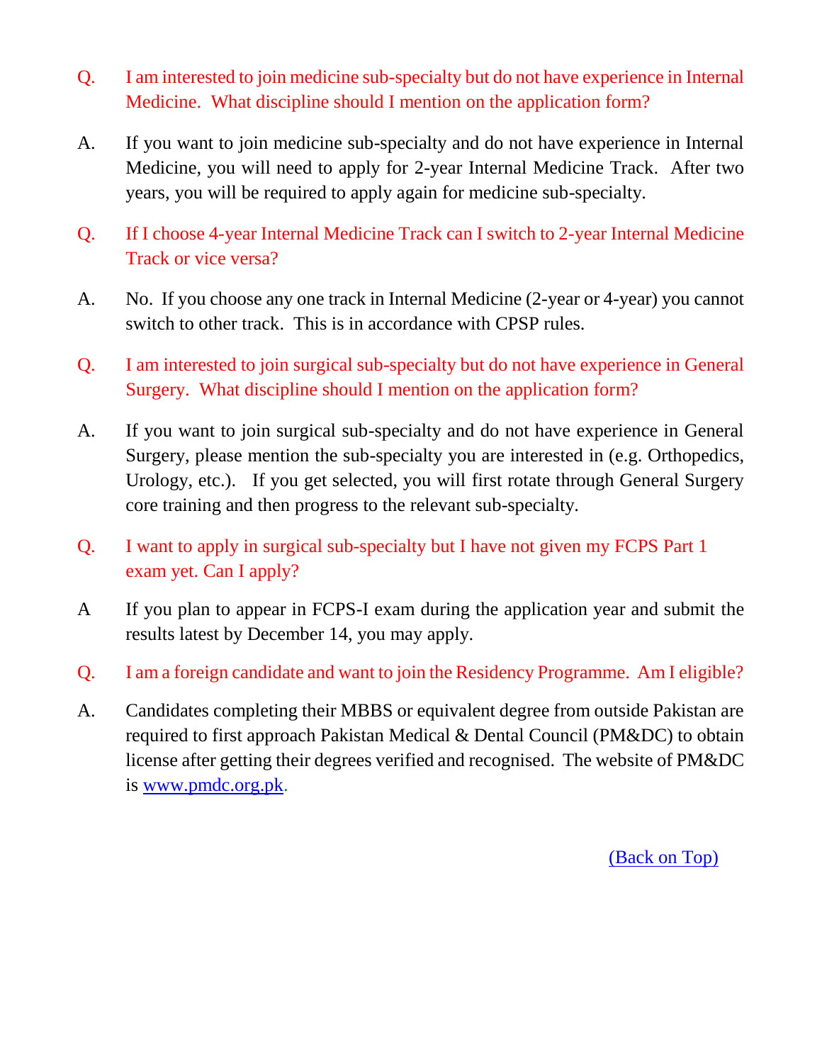**Q.** I am interested to join medicine sub-specialty but do not have experience in Internal Medicine. What discipline should I mention on the application form?

**A.** If you want to join medicine sub-specialty and do not have experience in Internal Medicine, you will need to apply for 2-year Internal Medicine Track. After two years, you will be required to apply again for medicine sub-specialty.

**Q.** If I choose 4-year Internal Medicine Track can I switch to 2-year Internal Medicine Track or vice versa?

**A.** No. If you choose any one track in Internal Medicine (2-year or 4-year) you cannot switch to other track. This is in accordance with CPSP rules.

**Q.** I am interested to join surgical sub-specialty but do not have experience in General Surgery. What discipline should I mention on the application form?

**A.** If you want to join surgical sub-specialty and do not have experience in General Surgery, please mention the sub-specialty you are interested in (e.g. Orthopedics, Urology, etc.). If you get selected, you will first rotate through General Surgery core training and then progress to the relevant sub-specialty.

**Q.** I want to apply in surgical sub-specialty but I have not given my FCPS Part 1 exam yet. Can I apply?

**A** If you plan to appear in FCPS-I exam during the application year and submit the results latest by December 14, you may apply.

**Q.** I am a foreign candidate and want to join the Residency Programme. Am I eligible?

**A.** Candidates completing their MBBS or equivalent degree from outside Pakistan are required to first approach Pakistan Medical & Dental Council (PM&DC) to obtain license after getting their degrees verified and recognised. The website of PM&DC is [www.pmdc.org.pk](http://www.pmdc.org.pk).

(Back on Top)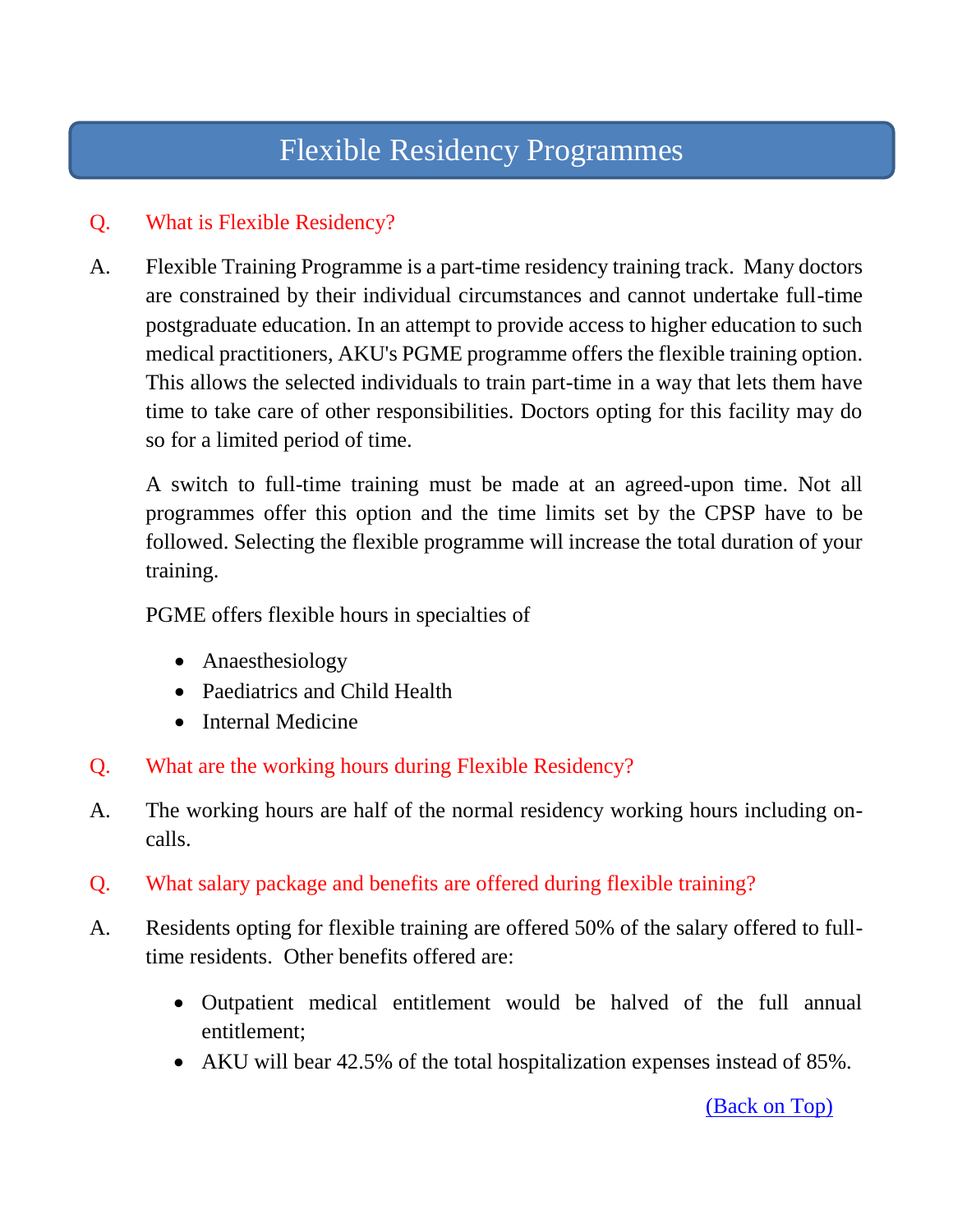## Flexible Residency Programmes

**Q. What is Flexible Residency?**

A. Flexible Training Programme is a part-time residency training track. Many doctors are constrained by their individual circumstances and cannot undertake full-time postgraduate education. In an attempt to provide access to higher education to such medical practitioners, AKU's PGME programme offers the flexible training option. This allows the selected individuals to train part-time in a way that lets them have time to take care of other responsibilities. Doctors opting for this facility may do so for a limited period of time.

A switch to full-time training must be made at an agreed-upon time. Not all programmes offer this option and the time limits set by the CPSP have to be followed. Selecting the flexible programme will increase the total duration of your training.

PGME offers flexible hours in specialties of

- Anaesthesiology
- Paediatrics and Child Health
- Internal Medicine

**Q. What are the working hours during Flexible Residency?**

A. The working hours are half of the normal residency working hours including on-calls.

**Q. What salary package and benefits are offered during flexible training?**

A. Residents opting for flexible training are offered 50% of the salary offered to full-time residents. Other benefits offered are:

- Outpatient medical entitlement would be halved of the full annual entitlement;
- AKU will bear 42.5% of the total hospitalization expenses instead of 85%.

(Back on Top)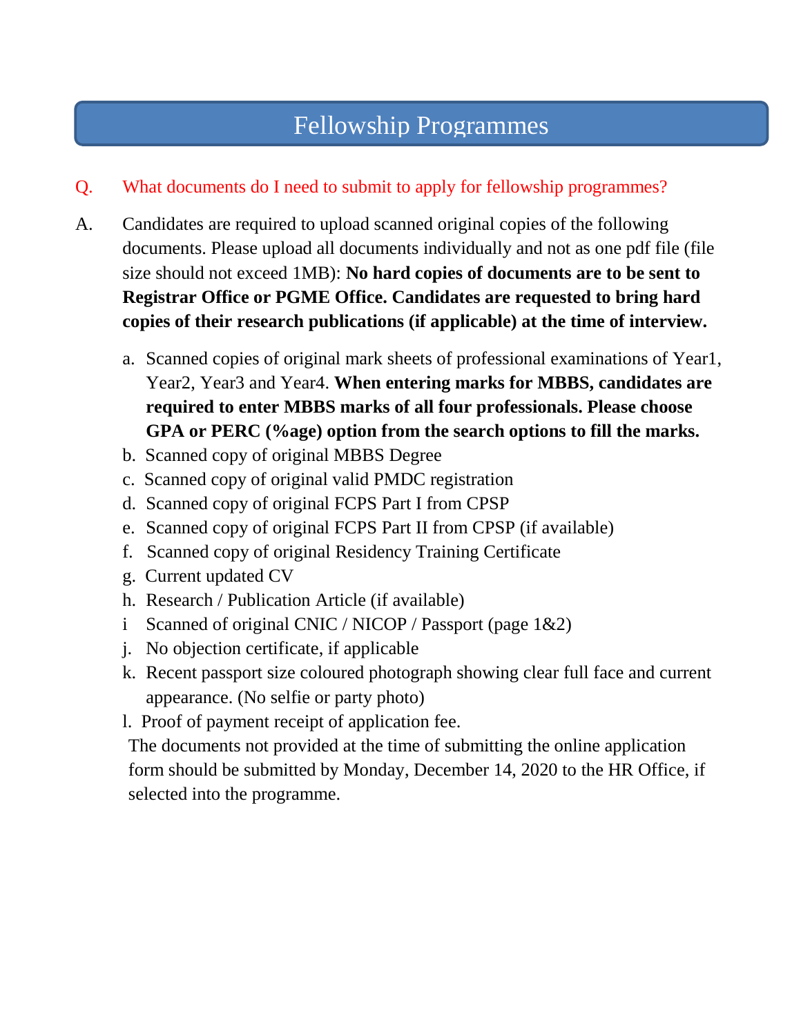# Fellowship Programmes

Q. What documents do I need to submit to apply for fellowship programmes?

A. Candidates are required to upload scanned original copies of the following documents. Please upload all documents individually and not as one pdf file (file size should not exceed 1MB): **No hard copies of documents are to be sent to Registrar Office or PGME Office. Candidates are requested to bring hard copies of their research publications (if applicable) at the time of interview.**

a. Scanned copies of original mark sheets of professional examinations of Year1, Year2, Year3 and Year4. **When entering marks for MBBS, candidates are required to enter MBBS marks of all four professionals. Please choose GPA or PERC (%age) option from the search options to fill the marks.**

b. Scanned copy of original MBBS Degree

c. Scanned copy of original valid PMDC registration

d. Scanned copy of original FCPS Part I from CPSP

e. Scanned copy of original FCPS Part II from CPSP (if available)

f. Scanned copy of original Residency Training Certificate

g. Current updated CV

h. Research / Publication Article (if available)

i Scanned of original CNIC / NICOP / Passport (page 1&2)

j. No objection certificate, if applicable

k. Recent passport size coloured photograph showing clear full face and current appearance. (No selfie or party photo)

l. Proof of payment receipt of application fee.

The documents not provided at the time of submitting the online application form should be submitted by Monday, December 14, 2020 to the HR Office, if selected into the programme.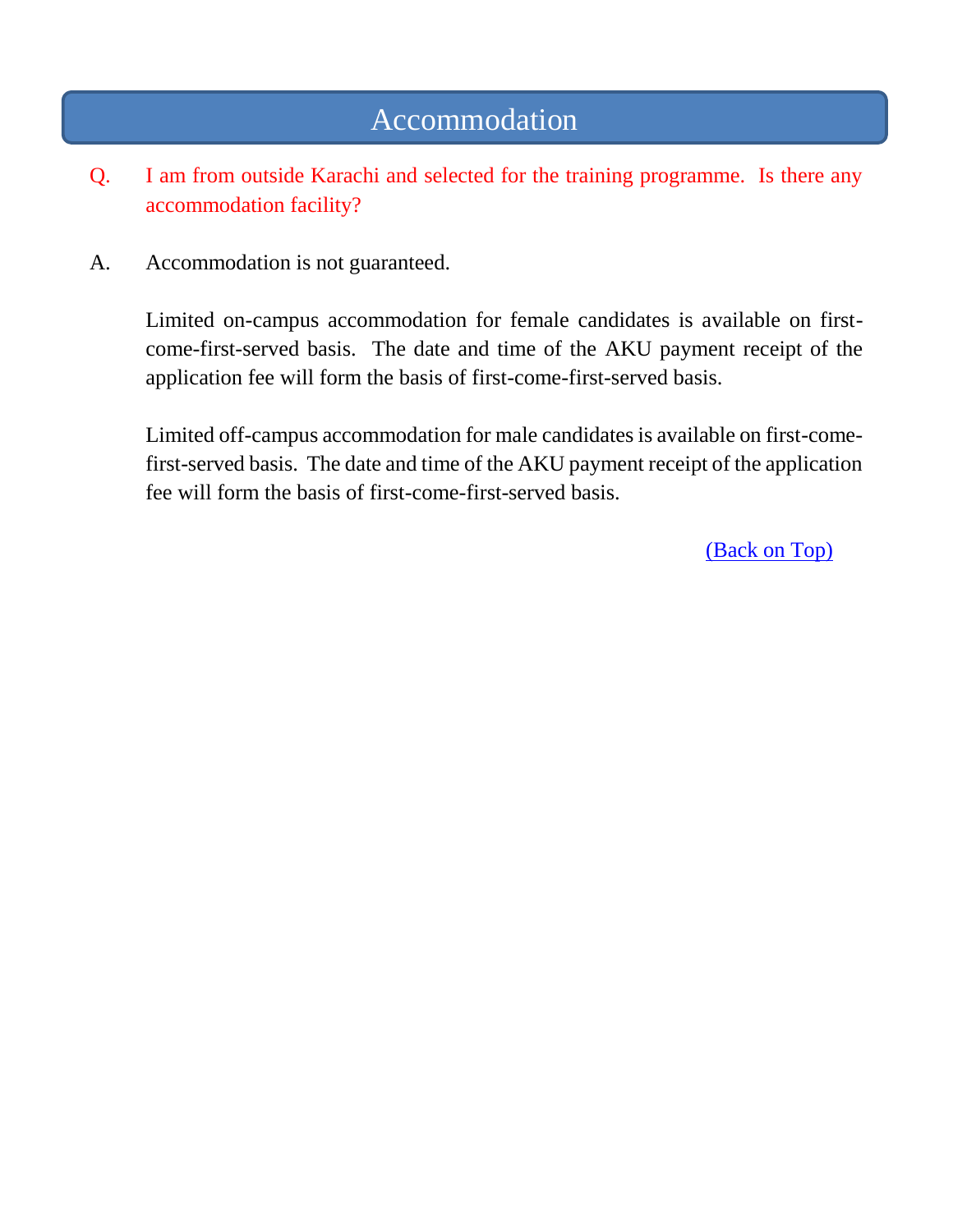## Accommodation

Q. I am from outside Karachi and selected for the training programme. Is there any accommodation facility?

A. Accommodation is not guaranteed.

Limited on-campus accommodation for female candidates is available on first-come-first-served basis. The date and time of the AKU payment receipt of the application fee will form the basis of first-come-first-served basis.

Limited off-campus accommodation for male candidates is available on first-come-first-served basis. The date and time of the AKU payment receipt of the application fee will form the basis of first-come-first-served basis.

(Back on Top)